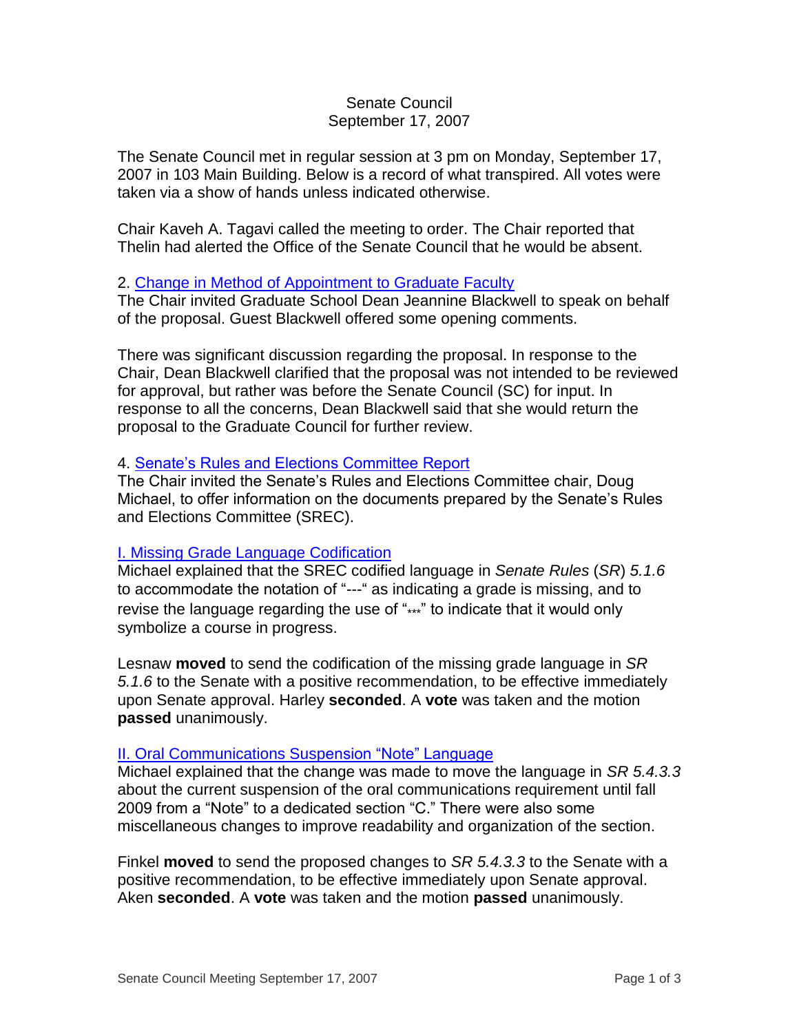Senate Council
September 17, 2007

The Senate Council met in regular session at 3 pm on Monday, September 17, 2007 in 103 Main Building. Below is a record of what transpired. All votes were taken via a show of hands unless indicated otherwise.

Chair Kaveh A. Tagavi called the meeting to order. The Chair reported that Thelin had alerted the Office of the Senate Council that he would be absent.

2. Change in Method of Appointment to Graduate Faculty
The Chair invited Graduate School Dean Jeannine Blackwell to speak on behalf of the proposal. Guest Blackwell offered some opening comments.

There was significant discussion regarding the proposal. In response to the Chair, Dean Blackwell clarified that the proposal was not intended to be reviewed for approval, but rather was before the Senate Council (SC) for input. In response to all the concerns, Dean Blackwell said that she would return the proposal to the Graduate Council for further review.

4. Senate's Rules and Elections Committee Report
The Chair invited the Senate's Rules and Elections Committee chair, Doug Michael, to offer information on the documents prepared by the Senate's Rules and Elections Committee (SREC).

I. Missing Grade Language Codification
Michael explained that the SREC codified language in *Senate Rules* (*SR*) *5.1.6* to accommodate the notation of "---" as indicating a grade is missing, and to revise the language regarding the use of "***" to indicate that it would only symbolize a course in progress.

Lesnaw **moved** to send the codification of the missing grade language in *SR 5.1.6* to the Senate with a positive recommendation, to be effective immediately upon Senate approval. Harley **seconded**. A **vote** was taken and the motion **passed** unanimously.

II. Oral Communications Suspension "Note" Language
Michael explained that the change was made to move the language in *SR 5.4.3.3* about the current suspension of the oral communications requirement until fall 2009 from a "Note" to a dedicated section "C." There were also some miscellaneous changes to improve readability and organization of the section.

Finkel **moved** to send the proposed changes to *SR 5.4.3.3* to the Senate with a positive recommendation, to be effective immediately upon Senate approval. Aken **seconded**. A **vote** was taken and the motion **passed** unanimously.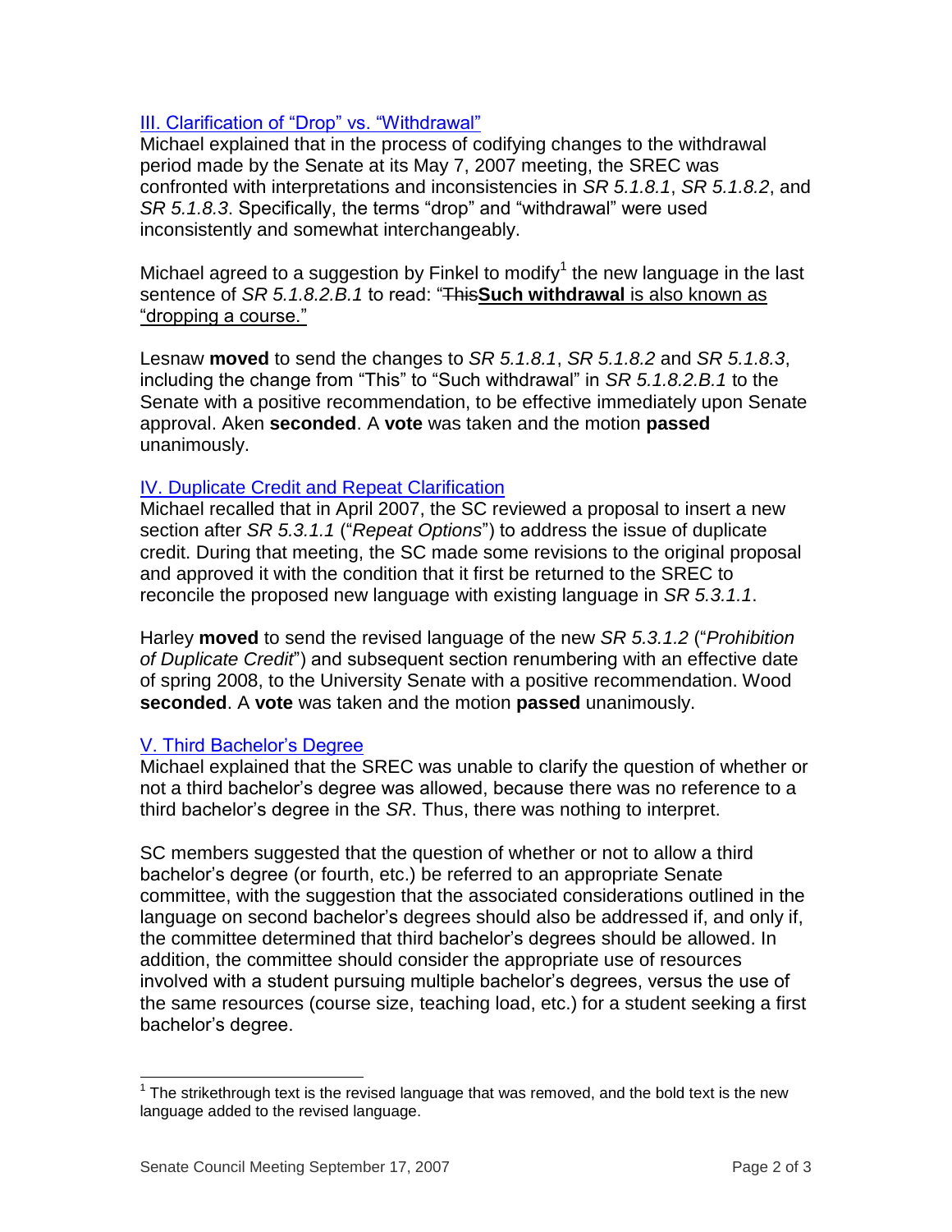### III. Clarification of "Drop" vs. "Withdrawal"

Michael explained that in the process of codifying changes to the withdrawal period made by the Senate at its May 7, 2007 meeting, the SREC was confronted with interpretations and inconsistencies in *SR 5.1.8.1*, *SR 5.1.8.2*, and *SR 5.1.8.3*. Specifically, the terms "drop" and "withdrawal" were used inconsistently and somewhat interchangeably.

Michael agreed to a suggestion by Finkel to modify[1] the new language in the last sentence of *SR 5.1.8.2.B.1* to read: "~~This~~**Such withdrawal** is also known as "dropping a course."

Lesnaw **moved** to send the changes to *SR 5.1.8.1*, *SR 5.1.8.2* and *SR 5.1.8.3*, including the change from "This" to "Such withdrawal" in *SR 5.1.8.2.B.1* to the Senate with a positive recommendation, to be effective immediately upon Senate approval. Aken **seconded**. A **vote** was taken and the motion **passed** unanimously.

### IV. Duplicate Credit and Repeat Clarification

Michael recalled that in April 2007, the SC reviewed a proposal to insert a new section after *SR 5.3.1.1* ("*Repeat Options*") to address the issue of duplicate credit. During that meeting, the SC made some revisions to the original proposal and approved it with the condition that it first be returned to the SREC to reconcile the proposed new language with existing language in *SR 5.3.1.1*.

Harley **moved** to send the revised language of the new *SR 5.3.1.2* ("*Prohibition of Duplicate Credit*") and subsequent section renumbering with an effective date of spring 2008, to the University Senate with a positive recommendation. Wood **seconded**. A **vote** was taken and the motion **passed** unanimously.

### V. Third Bachelor's Degree

Michael explained that the SREC was unable to clarify the question of whether or not a third bachelor's degree was allowed, because there was no reference to a third bachelor's degree in the *SR*. Thus, there was nothing to interpret.

SC members suggested that the question of whether or not to allow a third bachelor's degree (or fourth, etc.) be referred to an appropriate Senate committee, with the suggestion that the associated considerations outlined in the language on second bachelor's degrees should also be addressed if, and only if, the committee determined that third bachelor's degrees should be allowed. In addition, the committee should consider the appropriate use of resources involved with a student pursuing multiple bachelor's degrees, versus the use of the same resources (course size, teaching load, etc.) for a student seeking a first bachelor's degree.

---

[1] The strikethrough text is the revised language that was removed, and the bold text is the new language added to the revised language.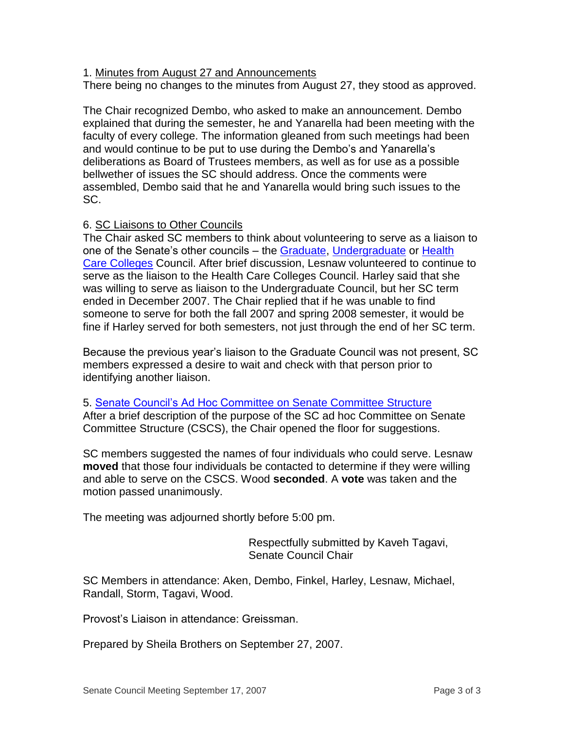1. Minutes from August 27 and Announcements

There being no changes to the minutes from August 27, they stood as approved.

The Chair recognized Dembo, who asked to make an announcement. Dembo explained that during the semester, he and Yanarella had been meeting with the faculty of every college. The information gleaned from such meetings had been and would continue to be put to use during the Dembo's and Yanarella's deliberations as Board of Trustees members, as well as for use as a possible bellwether of issues the SC should address. Once the comments were assembled, Dembo said that he and Yanarella would bring such issues to the SC.

6. SC Liaisons to Other Councils

The Chair asked SC members to think about volunteering to serve as a liaison to one of the Senate's other councils – the Graduate, Undergraduate or Health Care Colleges Council. After brief discussion, Lesnaw volunteered to continue to serve as the liaison to the Health Care Colleges Council. Harley said that she was willing to serve as liaison to the Undergraduate Council, but her SC term ended in December 2007. The Chair replied that if he was unable to find someone to serve for both the fall 2007 and spring 2008 semester, it would be fine if Harley served for both semesters, not just through the end of her SC term.

Because the previous year's liaison to the Graduate Council was not present, SC members expressed a desire to wait and check with that person prior to identifying another liaison.

5. Senate Council's Ad Hoc Committee on Senate Committee Structure

After a brief description of the purpose of the SC ad hoc Committee on Senate Committee Structure (CSCS), the Chair opened the floor for suggestions.

SC members suggested the names of four individuals who could serve. Lesnaw **moved** that those four individuals be contacted to determine if they were willing and able to serve on the CSCS. Wood **seconded**. A **vote** was taken and the motion passed unanimously.

The meeting was adjourned shortly before 5:00 pm.

Respectfully submitted by Kaveh Tagavi,
Senate Council Chair

SC Members in attendance: Aken, Dembo, Finkel, Harley, Lesnaw, Michael, Randall, Storm, Tagavi, Wood.

Provost's Liaison in attendance: Greissman.

Prepared by Sheila Brothers on September 27, 2007.